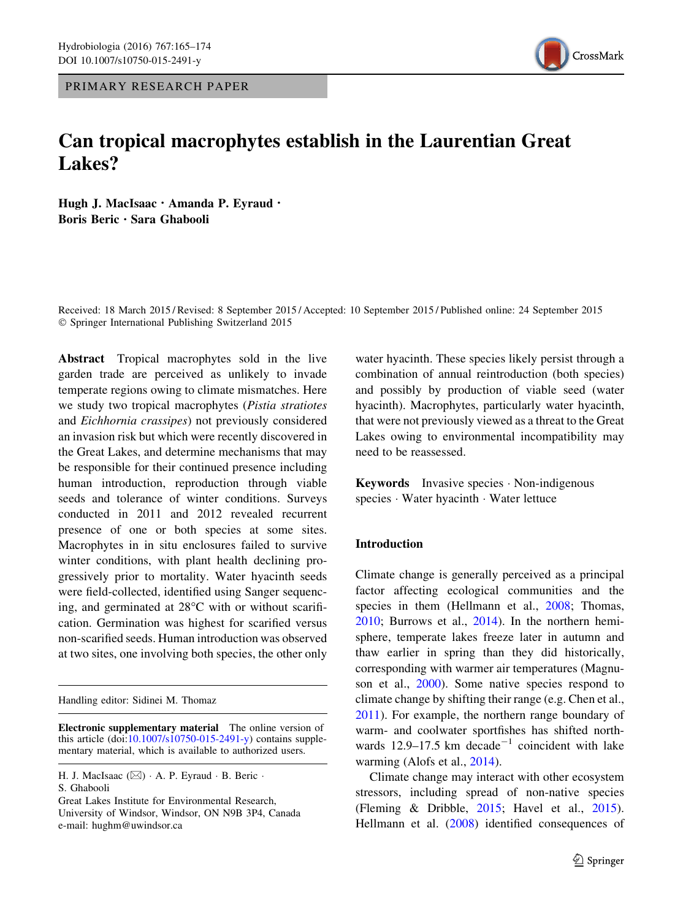PRIMARY RESEARCH PAPER

# Can tropical macrophytes establish in the Laurentian Great Lakes?

**Hugh J. MacIsaac · Amanda P. Eyraud · Boris Beric · Sara Ghabooli**

Received: 18 March 2015 / Revised: 8 September 2015 / Accepted: 10 September 2015 / Published online: 24 September 2015
© Springer International Publishing Switzerland 2015

**Abstract** Tropical macrophytes sold in the live garden trade are perceived as unlikely to invade temperate regions owing to climate mismatches. Here we study two tropical macrophytes (*Pistia stratiotes* and *Eichhornia crassipes*) not previously considered an invasion risk but which were recently discovered in the Great Lakes, and determine mechanisms that may be responsible for their continued presence including human introduction, reproduction through viable seeds and tolerance of winter conditions. Surveys conducted in 2011 and 2012 revealed recurrent presence of one or both species at some sites. Macrophytes in in situ enclosures failed to survive winter conditions, with plant health declining progressively prior to mortality. Water hyacinth seeds were field-collected, identified using Sanger sequencing, and germinated at 28°C with or without scarification. Germination was highest for scarified versus non-scarified seeds. Human introduction was observed at two sites, one involving both species, the other only water hyacinth. These species likely persist through a combination of annual reintroduction (both species) and possibly by production of viable seed (water hyacinth). Macrophytes, particularly water hyacinth, that were not previously viewed as a threat to the Great Lakes owing to environmental incompatibility may need to be reassessed.

**Keywords** Invasive species · Non-indigenous species · Water hyacinth · Water lettuce

Handling editor: Sidinei M. Thomaz

**Electronic supplementary material** The online version of this article (doi:10.1007/s10750-015-2491-y) contains supplementary material, which is available to authorized users.

H. J. MacIsaac (✉) · A. P. Eyraud · B. Beric · S. Ghabooli
Great Lakes Institute for Environmental Research, University of Windsor, Windsor, ON N9B 3P4, Canada
e-mail: hughm@uwindsor.ca

## Introduction

Climate change is generally perceived as a principal factor affecting ecological communities and the species in them (Hellmann et al., 2008; Thomas, 2010; Burrows et al., 2014). In the northern hemisphere, temperate lakes freeze later in autumn and thaw earlier in spring than they did historically, corresponding with warmer air temperatures (Magnuson et al., 2000). Some native species respond to climate change by shifting their range (e.g. Chen et al., 2011). For example, the northern range boundary of warm- and coolwater sportfishes has shifted northwards 12.9–17.5 km decade$^{-1}$ coincident with lake warming (Alofs et al., 2014).

Climate change may interact with other ecosystem stressors, including spread of non-native species (Fleming & Dribble, 2015; Havel et al., 2015). Hellmann et al. (2008) identified consequences of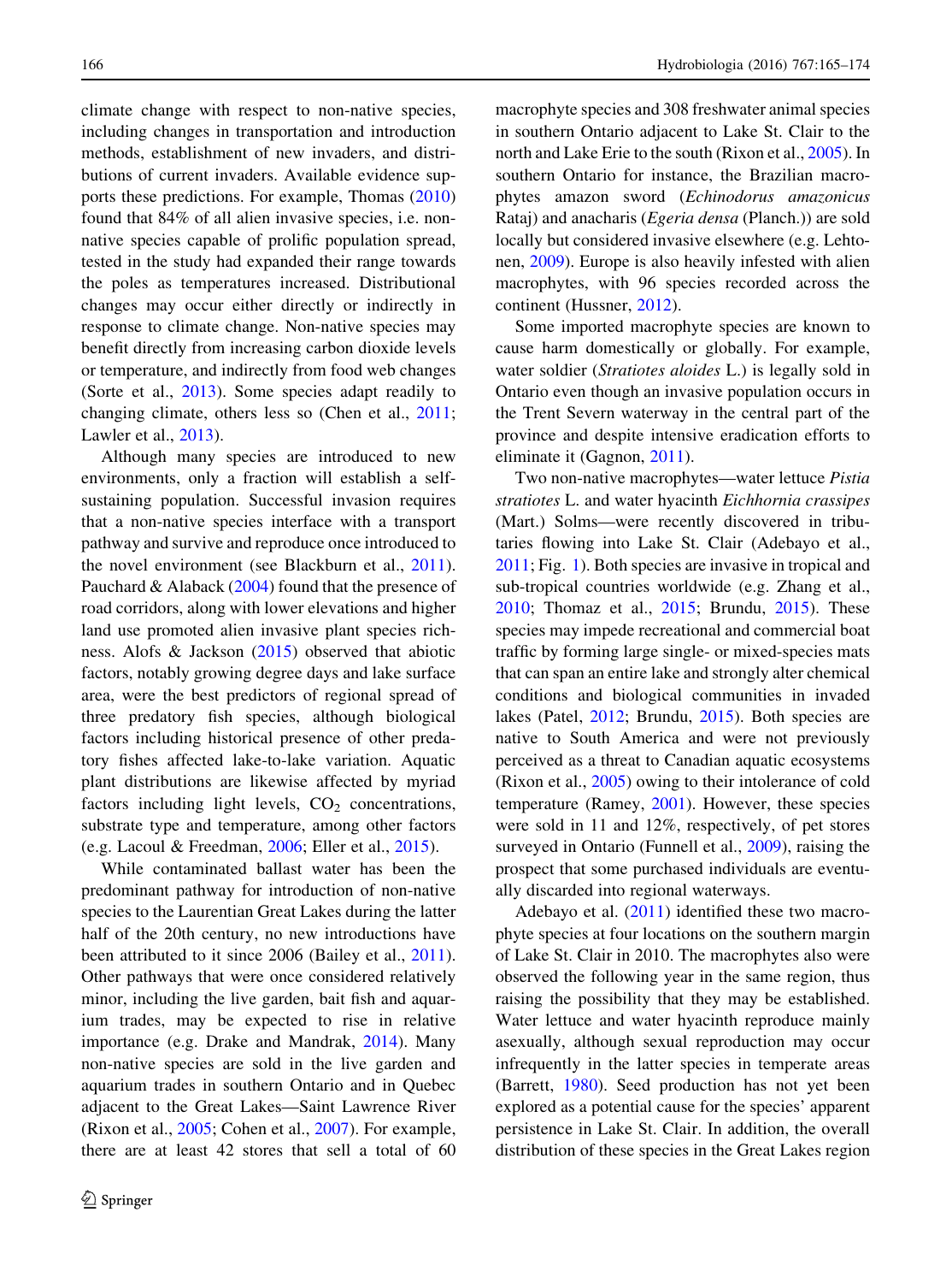climate change with respect to non-native species, including changes in transportation and introduction methods, establishment of new invaders, and distributions of current invaders. Available evidence supports these predictions. For example, Thomas (2010) found that 84% of all alien invasive species, i.e. non-native species capable of prolific population spread, tested in the study had expanded their range towards the poles as temperatures increased. Distributional changes may occur either directly or indirectly in response to climate change. Non-native species may benefit directly from increasing carbon dioxide levels or temperature, and indirectly from food web changes (Sorte et al., 2013). Some species adapt readily to changing climate, others less so (Chen et al., 2011; Lawler et al., 2013).

Although many species are introduced to new environments, only a fraction will establish a self-sustaining population. Successful invasion requires that a non-native species interface with a transport pathway and survive and reproduce once introduced to the novel environment (see Blackburn et al., 2011). Pauchard & Alaback (2004) found that the presence of road corridors, along with lower elevations and higher land use promoted alien invasive plant species richness. Alofs & Jackson (2015) observed that abiotic factors, notably growing degree days and lake surface area, were the best predictors of regional spread of three predatory fish species, although biological factors including historical presence of other predatory fishes affected lake-to-lake variation. Aquatic plant distributions are likewise affected by myriad factors including light levels, $CO_2$ concentrations, substrate type and temperature, among other factors (e.g. Lacoul & Freedman, 2006; Eller et al., 2015).

While contaminated ballast water has been the predominant pathway for introduction of non-native species to the Laurentian Great Lakes during the latter half of the 20th century, no new introductions have been attributed to it since 2006 (Bailey et al., 2011). Other pathways that were once considered relatively minor, including the live garden, bait fish and aquarium trades, may be expected to rise in relative importance (e.g. Drake and Mandrak, 2014). Many non-native species are sold in the live garden and aquarium trades in southern Ontario and in Quebec adjacent to the Great Lakes—Saint Lawrence River (Rixon et al., 2005; Cohen et al., 2007). For example, there are at least 42 stores that sell a total of 60 macrophyte species and 308 freshwater animal species in southern Ontario adjacent to Lake St. Clair to the north and Lake Erie to the south (Rixon et al., 2005). In southern Ontario for instance, the Brazilian macrophytes amazon sword (*Echinodorus amazonicus* Rataj) and anacharis (*Egeria densa* (Planch.)) are sold locally but considered invasive elsewhere (e.g. Lehtonen, 2009). Europe is also heavily infested with alien macrophytes, with 96 species recorded across the continent (Hussner, 2012).

Some imported macrophyte species are known to cause harm domestically or globally. For example, water soldier (*Stratiotes aloides* L.) is legally sold in Ontario even though an invasive population occurs in the Trent Severn waterway in the central part of the province and despite intensive eradication efforts to eliminate it (Gagnon, 2011).

Two non-native macrophytes—water lettuce *Pistia stratiotes* L. and water hyacinth *Eichhornia crassipes* (Mart.) Solms—were recently discovered in tributaries flowing into Lake St. Clair (Adebayo et al., 2011; Fig. 1). Both species are invasive in tropical and sub-tropical countries worldwide (e.g. Zhang et al., 2010; Thomaz et al., 2015; Brundu, 2015). These species may impede recreational and commercial boat traffic by forming large single- or mixed-species mats that can span an entire lake and strongly alter chemical conditions and biological communities in invaded lakes (Patel, 2012; Brundu, 2015). Both species are native to South America and were not previously perceived as a threat to Canadian aquatic ecosystems (Rixon et al., 2005) owing to their intolerance of cold temperature (Ramey, 2001). However, these species were sold in 11 and 12%, respectively, of pet stores surveyed in Ontario (Funnell et al., 2009), raising the prospect that some purchased individuals are eventually discarded into regional waterways.

Adebayo et al. (2011) identified these two macrophyte species at four locations on the southern margin of Lake St. Clair in 2010. The macrophytes also were observed the following year in the same region, thus raising the possibility that they may be established. Water lettuce and water hyacinth reproduce mainly asexually, although sexual reproduction may occur infrequently in the latter species in temperate areas (Barrett, 1980). Seed production has not yet been explored as a potential cause for the species' apparent persistence in Lake St. Clair. In addition, the overall distribution of these species in the Great Lakes region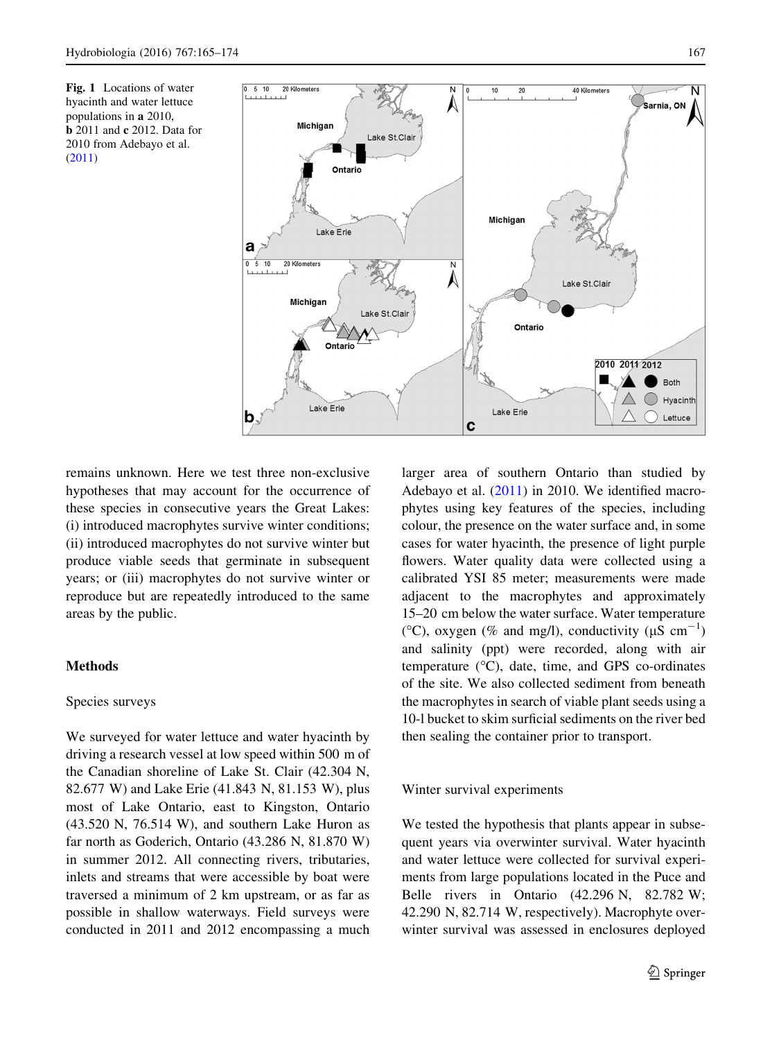Fig. 1 Locations of water hyacinth and water lettuce populations in **a** 2010, **b** 2011 and **c** 2012. Data for 2010 from Adebayo et al. (2011)

remains unknown. Here we test three non-exclusive hypotheses that may account for the occurrence of these species in consecutive years the Great Lakes: (i) introduced macrophytes survive winter conditions; (ii) introduced macrophytes do not survive winter but produce viable seeds that germinate in subsequent years; or (iii) macrophytes do not survive winter or reproduce but are repeatedly introduced to the same areas by the public.

## Methods

### Species surveys

We surveyed for water lettuce and water hyacinth by driving a research vessel at low speed within 500 m of the Canadian shoreline of Lake St. Clair (42.304 N, 82.677 W) and Lake Erie (41.843 N, 81.153 W), plus most of Lake Ontario, east to Kingston, Ontario (43.520 N, 76.514 W), and southern Lake Huron as far north as Goderich, Ontario (43.286 N, 81.870 W) in summer 2012. All connecting rivers, tributaries, inlets and streams that were accessible by boat were traversed a minimum of 2 km upstream, or as far as possible in shallow waterways. Field surveys were conducted in 2011 and 2012 encompassing a much larger area of southern Ontario than studied by Adebayo et al. (2011) in 2010. We identified macrophytes using key features of the species, including colour, the presence on the water surface and, in some cases for water hyacinth, the presence of light purple flowers. Water quality data were collected using a calibrated YSI 85 meter; measurements were made adjacent to the macrophytes and approximately 15–20 cm below the water surface. Water temperature (°C), oxygen (% and mg/l), conductivity (μS $cm^{-1}$) and salinity (ppt) were recorded, along with air temperature (°C), date, time, and GPS co-ordinates of the site. We also collected sediment from beneath the macrophytes in search of viable plant seeds using a 10-l bucket to skim surficial sediments on the river bed then sealing the container prior to transport.

### Winter survival experiments

We tested the hypothesis that plants appear in subsequent years via overwinter survival. Water hyacinth and water lettuce were collected for survival experiments from large populations located in the Puce and Belle rivers in Ontario (42.296 N, 82.782 W; 42.290 N, 82.714 W, respectively). Macrophyte overwinter survival was assessed in enclosures deployed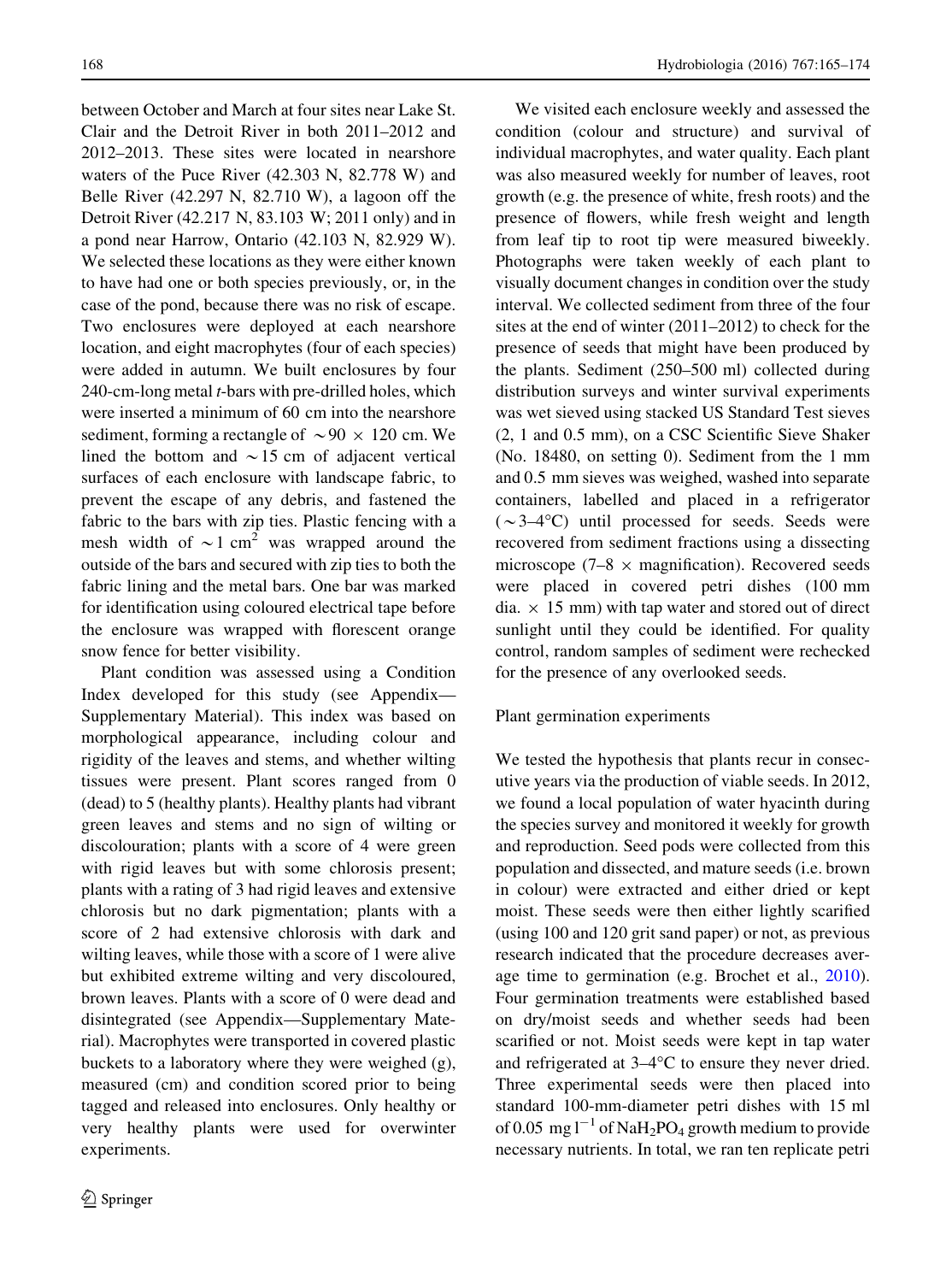between October and March at four sites near Lake St. Clair and the Detroit River in both 2011–2012 and 2012–2013. These sites were located in nearshore waters of the Puce River (42.303 N, 82.778 W) and Belle River (42.297 N, 82.710 W), a lagoon off the Detroit River (42.217 N, 83.103 W; 2011 only) and in a pond near Harrow, Ontario (42.103 N, 82.929 W). We selected these locations as they were either known to have had one or both species previously, or, in the case of the pond, because there was no risk of escape. Two enclosures were deployed at each nearshore location, and eight macrophytes (four of each species) were added in autumn. We built enclosures by four 240-cm-long metal *t*-bars with pre-drilled holes, which were inserted a minimum of 60 cm into the nearshore sediment, forming a rectangle of $\sim 90 \times 120$ cm. We lined the bottom and $\sim 15$ cm of adjacent vertical surfaces of each enclosure with landscape fabric, to prevent the escape of any debris, and fastened the fabric to the bars with zip ties. Plastic fencing with a mesh width of $\sim 1$ cm$^2$ was wrapped around the outside of the bars and secured with zip ties to both the fabric lining and the metal bars. One bar was marked for identification using coloured electrical tape before the enclosure was wrapped with florescent orange snow fence for better visibility.

Plant condition was assessed using a Condition Index developed for this study (see Appendix—Supplementary Material). This index was based on morphological appearance, including colour and rigidity of the leaves and stems, and whether wilting tissues were present. Plant scores ranged from 0 (dead) to 5 (healthy plants). Healthy plants had vibrant green leaves and stems and no sign of wilting or discolouration; plants with a score of 4 were green with rigid leaves but with some chlorosis present; plants with a rating of 3 had rigid leaves and extensive chlorosis but no dark pigmentation; plants with a score of 2 had extensive chlorosis with dark and wilting leaves, while those with a score of 1 were alive but exhibited extreme wilting and very discoloured, brown leaves. Plants with a score of 0 were dead and disintegrated (see Appendix—Supplementary Material). Macrophytes were transported in covered plastic buckets to a laboratory where they were weighed (g), measured (cm) and condition scored prior to being tagged and released into enclosures. Only healthy or very healthy plants were used for overwinter experiments.

We visited each enclosure weekly and assessed the condition (colour and structure) and survival of individual macrophytes, and water quality. Each plant was also measured weekly for number of leaves, root growth (e.g. the presence of white, fresh roots) and the presence of flowers, while fresh weight and length from leaf tip to root tip were measured biweekly. Photographs were taken weekly of each plant to visually document changes in condition over the study interval. We collected sediment from three of the four sites at the end of winter (2011–2012) to check for the presence of seeds that might have been produced by the plants. Sediment (250–500 ml) collected during distribution surveys and winter survival experiments was wet sieved using stacked US Standard Test sieves (2, 1 and 0.5 mm), on a CSC Scientific Sieve Shaker (No. 18480, on setting 0). Sediment from the 1 mm and 0.5 mm sieves was weighed, washed into separate containers, labelled and placed in a refrigerator ($\sim 3$–4°C) until processed for seeds. Seeds were recovered from sediment fractions using a dissecting microscope (7–8 $\times$ magnification). Recovered seeds were placed in covered petri dishes (100 mm dia. $\times$ 15 mm) with tap water and stored out of direct sunlight until they could be identified. For quality control, random samples of sediment were rechecked for the presence of any overlooked seeds.

Plant germination experiments

We tested the hypothesis that plants recur in consecutive years via the production of viable seeds. In 2012, we found a local population of water hyacinth during the species survey and monitored it weekly for growth and reproduction. Seed pods were collected from this population and dissected, and mature seeds (i.e. brown in colour) were extracted and either dried or kept moist. These seeds were then either lightly scarified (using 100 and 120 grit sand paper) or not, as previous research indicated that the procedure decreases average time to germination (e.g. Brochet et al., 2010). Four germination treatments were established based on dry/moist seeds and whether seeds had been scarified or not. Moist seeds were kept in tap water and refrigerated at 3–4°C to ensure they never dried. Three experimental seeds were then placed into standard 100-mm-diameter petri dishes with 15 ml of 0.05 mg l$^{-1}$ of $NaH_2PO_4$ growth medium to provide necessary nutrients. In total, we ran ten replicate petri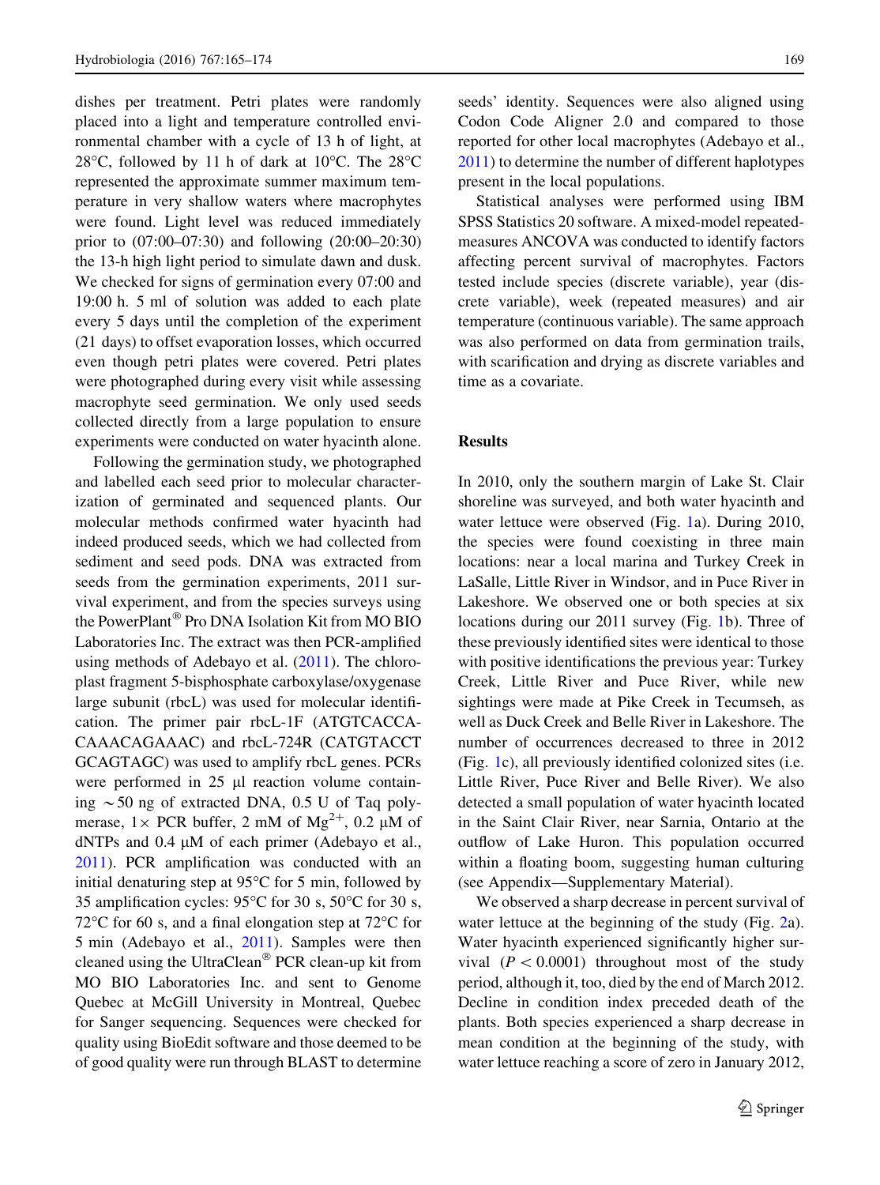dishes per treatment. Petri plates were randomly placed into a light and temperature controlled environmental chamber with a cycle of 13 h of light, at 28°C, followed by 11 h of dark at 10°C. The 28°C represented the approximate summer maximum temperature in very shallow waters where macrophytes were found. Light level was reduced immediately prior to (07:00–07:30) and following (20:00–20:30) the 13-h high light period to simulate dawn and dusk. We checked for signs of germination every 07:00 and 19:00 h. 5 ml of solution was added to each plate every 5 days until the completion of the experiment (21 days) to offset evaporation losses, which occurred even though petri plates were covered. Petri plates were photographed during every visit while assessing macrophyte seed germination. We only used seeds collected directly from a large population to ensure experiments were conducted on water hyacinth alone.

Following the germination study, we photographed and labelled each seed prior to molecular characterization of germinated and sequenced plants. Our molecular methods confirmed water hyacinth had indeed produced seeds, which we had collected from sediment and seed pods. DNA was extracted from seeds from the germination experiments, 2011 survival experiment, and from the species surveys using the PowerPlant® Pro DNA Isolation Kit from MO BIO Laboratories Inc. The extract was then PCR-amplified using methods of Adebayo et al. (2011). The chloroplast fragment 5-bisphosphate carboxylase/oxygenase large subunit (rbcL) was used for molecular identification. The primer pair rbcL-1F (ATGTCACCACAAACAGAAAC) and rbcL-724R (CATGTACCT GCAGTAGC) was used to amplify rbcL genes. PCRs were performed in 25 μl reaction volume containing ~50 ng of extracted DNA, 0.5 U of Taq polymerase, 1× PCR buffer, 2 mM of $Mg^{2+}$, 0.2 μM of dNTPs and 0.4 μM of each primer (Adebayo et al., 2011). PCR amplification was conducted with an initial denaturing step at 95°C for 5 min, followed by 35 amplification cycles: 95°C for 30 s, 50°C for 30 s, 72°C for 60 s, and a final elongation step at 72°C for 5 min (Adebayo et al., 2011). Samples were then cleaned using the UltraClean® PCR clean-up kit from MO BIO Laboratories Inc. and sent to Genome Quebec at McGill University in Montreal, Quebec for Sanger sequencing. Sequences were checked for quality using BioEdit software and those deemed to be of good quality were run through BLAST to determine seeds' identity. Sequences were also aligned using Codon Code Aligner 2.0 and compared to those reported for other local macrophytes (Adebayo et al., 2011) to determine the number of different haplotypes present in the local populations.

Statistical analyses were performed using IBM SPSS Statistics 20 software. A mixed-model repeated-measures ANCOVA was conducted to identify factors affecting percent survival of macrophytes. Factors tested include species (discrete variable), year (discrete variable), week (repeated measures) and air temperature (continuous variable). The same approach was also performed on data from germination trails, with scarification and drying as discrete variables and time as a covariate.

## Results

In 2010, only the southern margin of Lake St. Clair shoreline was surveyed, and both water hyacinth and water lettuce were observed (Fig. 1a). During 2010, the species were found coexisting in three main locations: near a local marina and Turkey Creek in LaSalle, Little River in Windsor, and in Puce River in Lakeshore. We observed one or both species at six locations during our 2011 survey (Fig. 1b). Three of these previously identified sites were identical to those with positive identifications the previous year: Turkey Creek, Little River and Puce River, while new sightings were made at Pike Creek in Tecumseh, as well as Duck Creek and Belle River in Lakeshore. The number of occurrences decreased to three in 2012 (Fig. 1c), all previously identified colonized sites (i.e. Little River, Puce River and Belle River). We also detected a small population of water hyacinth located in the Saint Clair River, near Sarnia, Ontario at the outflow of Lake Huron. This population occurred within a floating boom, suggesting human culturing (see Appendix—Supplementary Material).

We observed a sharp decrease in percent survival of water lettuce at the beginning of the study (Fig. 2a). Water hyacinth experienced significantly higher survival ($P < 0.0001$) throughout most of the study period, although it, too, died by the end of March 2012. Decline in condition index preceded death of the plants. Both species experienced a sharp decrease in mean condition at the beginning of the study, with water lettuce reaching a score of zero in January 2012,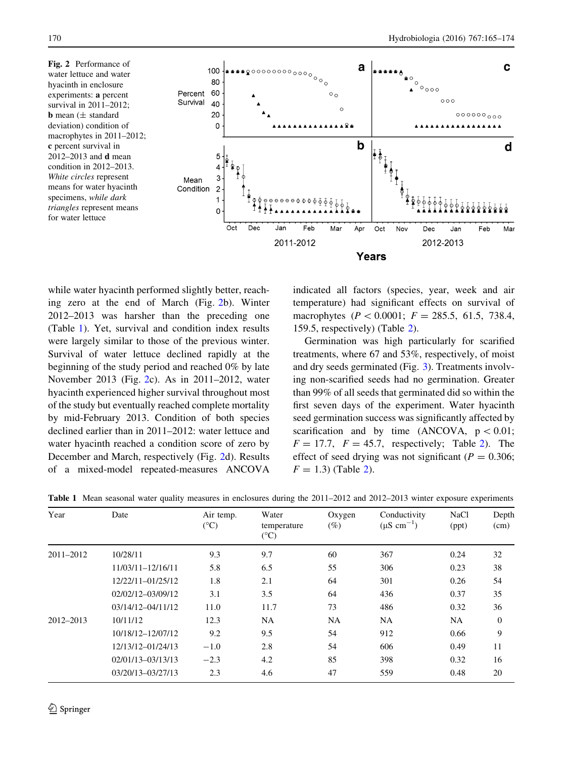Fig. 2 Performance of water lettuce and water hyacinth in enclosure experiments: **a** percent survival in 2011–2012; **b** mean (± standard deviation) condition of macrophytes in 2011–2012; **c** percent survival in 2012–2013 and **d** mean condition in 2012–2013. *White circles* represent means for water hyacinth specimens, while *dark triangles* represent means for water lettuce

while water hyacinth performed slightly better, reaching zero at the end of March (Fig. 2b). Winter 2012–2013 was harsher than the preceding one (Table 1). Yet, survival and condition index results were largely similar to those of the previous winter. Survival of water lettuce declined rapidly at the beginning of the study period and reached 0% by late November 2013 (Fig. 2c). As in 2011–2012, water hyacinth experienced higher survival throughout most of the study but eventually reached complete mortality by mid-February 2013. Condition of both species declined earlier than in 2011–2012: water lettuce and water hyacinth reached a condition score of zero by December and March, respectively (Fig. 2d). Results of a mixed-model repeated-measures ANCOVA indicated all factors (species, year, week and air temperature) had significant effects on survival of macrophytes ($P < 0.0001$; $F = 285.5$, 61.5, 738.4, 159.5, respectively) (Table 2).

Germination was high particularly for scarified treatments, where 67 and 53%, respectively, of moist and dry seeds germinated (Fig. 3). Treatments involving non-scarified seeds had no germination. Greater than 99% of all seeds that germinated did so within the first seven days of the experiment. Water hyacinth seed germination success was significantly affected by scarification and by time (ANCOVA, $p < 0.01$; $F = 17.7$, $F = 45.7$, respectively; Table 2). The effect of seed drying was not significant ($P = 0.306$; $F = 1.3$) (Table 2).

**Table 1** Mean seasonal water quality measures in enclosures during the 2011–2012 and 2012–2013 winter exposure experiments

| Year | Date | Air temp. (°C) | Water temperature (°C) | Oxygen (%) | Conductivity (μS $cm^{-1}$) | NaCl (ppt) | Depth (cm) |
|---|---|---|---|---|---|---|---|
| 2011–2012 | 10/28/11 | 9.3 | 9.7 | 60 | 367 | 0.24 | 32 |
| | 11/03/11–12/16/11 | 5.8 | 6.5 | 55 | 306 | 0.23 | 38 |
| | 12/22/11–01/25/12 | 1.8 | 2.1 | 64 | 301 | 0.26 | 54 |
| | 02/02/12–03/09/12 | 3.1 | 3.5 | 64 | 436 | 0.37 | 35 |
| | 03/14/12–04/11/12 | 11.0 | 11.7 | 73 | 486 | 0.32 | 36 |
| 2012–2013 | 10/11/12 | 12.3 | NA | NA | NA | NA | 0 |
| | 10/18/12–12/07/12 | 9.2 | 9.5 | 54 | 912 | 0.66 | 9 |
| | 12/13/12–01/24/13 | −1.0 | 2.8 | 54 | 606 | 0.49 | 11 |
| | 02/01/13–03/13/13 | −2.3 | 4.2 | 85 | 398 | 0.32 | 16 |
| | 03/20/13–03/27/13 | 2.3 | 4.6 | 47 | 559 | 0.48 | 20 |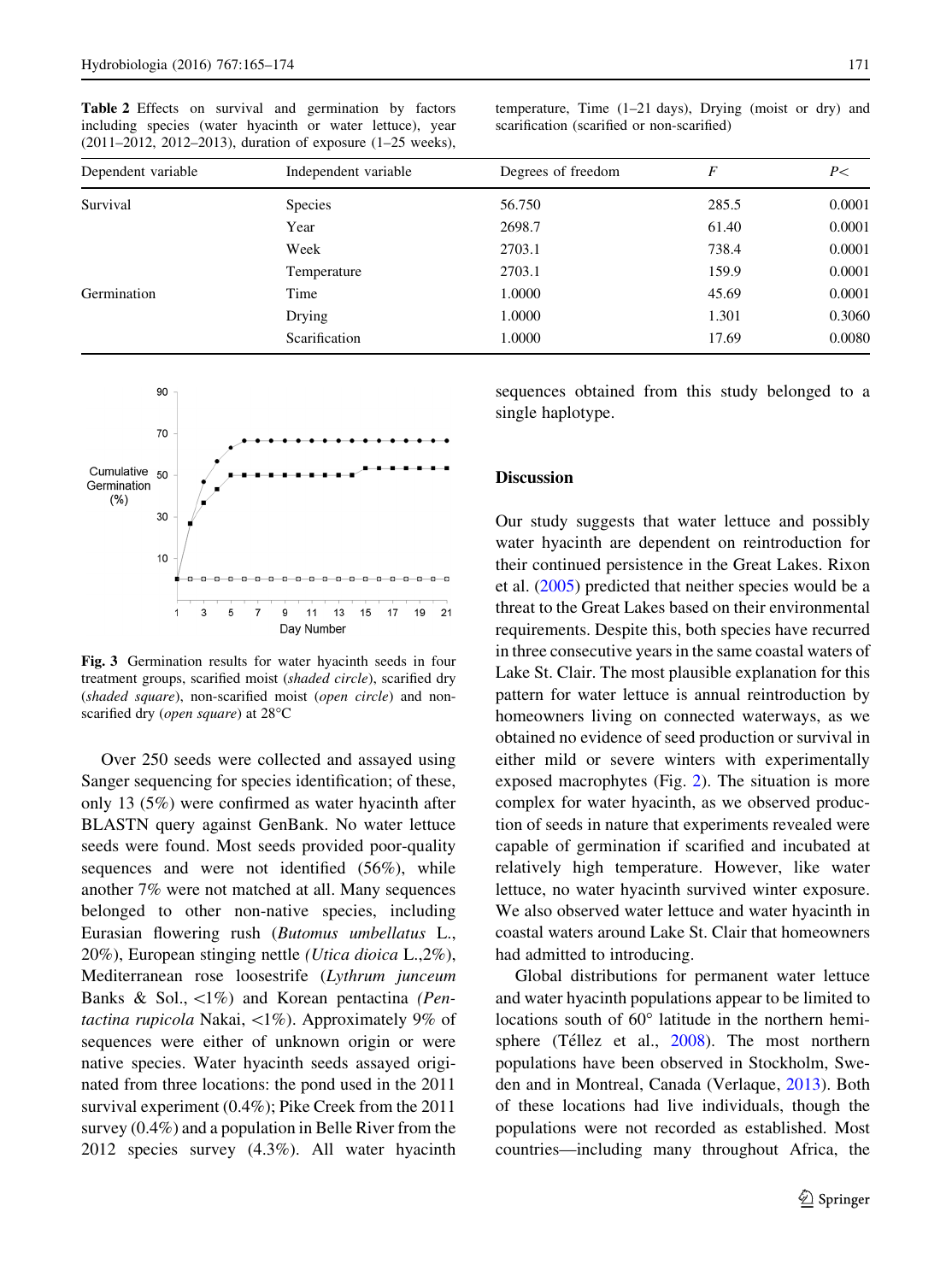**Table 2** Effects on survival and germination by factors including species (water hyacinth or water lettuce), year (2011–2012, 2012–2013), duration of exposure (1–25 weeks), temperature, Time (1–21 days), Drying (moist or dry) and scarification (scarified or non-scarified)

| Dependent variable | Independent variable | Degrees of freedom | *F* | *P*< |
|---|---|---|---|---|
| Survival | Species | 56.750 | 285.5 | 0.0001 |
| | Year | 2698.7 | 61.40 | 0.0001 |
| | Week | 2703.1 | 738.4 | 0.0001 |
| | Temperature | 2703.1 | 159.9 | 0.0001 |
| Germination | Time | 1.0000 | 45.69 | 0.0001 |
| | Drying | 1.0000 | 1.301 | 0.3060 |
| | Scarification | 1.0000 | 17.69 | 0.0080 |

**Fig. 3** Germination results for water hyacinth seeds in four treatment groups, scarified moist (*shaded circle*), scarified dry (*shaded square*), non-scarified moist (*open circle*) and non-scarified dry (*open square*) at 28°C

Over 250 seeds were collected and assayed using Sanger sequencing for species identification; of these, only 13 (5%) were confirmed as water hyacinth after BLASTN query against GenBank. No water lettuce seeds were found. Most seeds provided poor-quality sequences and were not identified (56%), while another 7% were not matched at all. Many sequences belonged to other non-native species, including Eurasian flowering rush (*Butomus umbellatus* L., 20%), European stinging nettle (*Utica dioica* L.,2%), Mediterranean rose loosestrife (*Lythrum junceum* Banks & Sol., <1%) and Korean pentactina (*Pentactina rupicola* Nakai, <1%). Approximately 9% of sequences were either of unknown origin or were native species. Water hyacinth seeds assayed originated from three locations: the pond used in the 2011 survival experiment (0.4%); Pike Creek from the 2011 survey (0.4%) and a population in Belle River from the 2012 species survey (4.3%). All water hyacinth sequences obtained from this study belonged to a single haplotype.

## Discussion

Our study suggests that water lettuce and possibly water hyacinth are dependent on reintroduction for their continued persistence in the Great Lakes. Rixon et al. (2005) predicted that neither species would be a threat to the Great Lakes based on their environmental requirements. Despite this, both species have recurred in three consecutive years in the same coastal waters of Lake St. Clair. The most plausible explanation for this pattern for water lettuce is annual reintroduction by homeowners living on connected waterways, as we obtained no evidence of seed production or survival in either mild or severe winters with experimentally exposed macrophytes (Fig. 2). The situation is more complex for water hyacinth, as we observed production of seeds in nature that experiments revealed were capable of germination if scarified and incubated at relatively high temperature. However, like water lettuce, no water hyacinth survived winter exposure. We also observed water lettuce and water hyacinth in coastal waters around Lake St. Clair that homeowners had admitted to introducing.

Global distributions for permanent water lettuce and water hyacinth populations appear to be limited to locations south of 60° latitude in the northern hemisphere (Téllez et al., 2008). The most northern populations have been observed in Stockholm, Sweden and in Montreal, Canada (Verlaque, 2013). Both of these locations had live individuals, though the populations were not recorded as established. Most countries—including many throughout Africa, the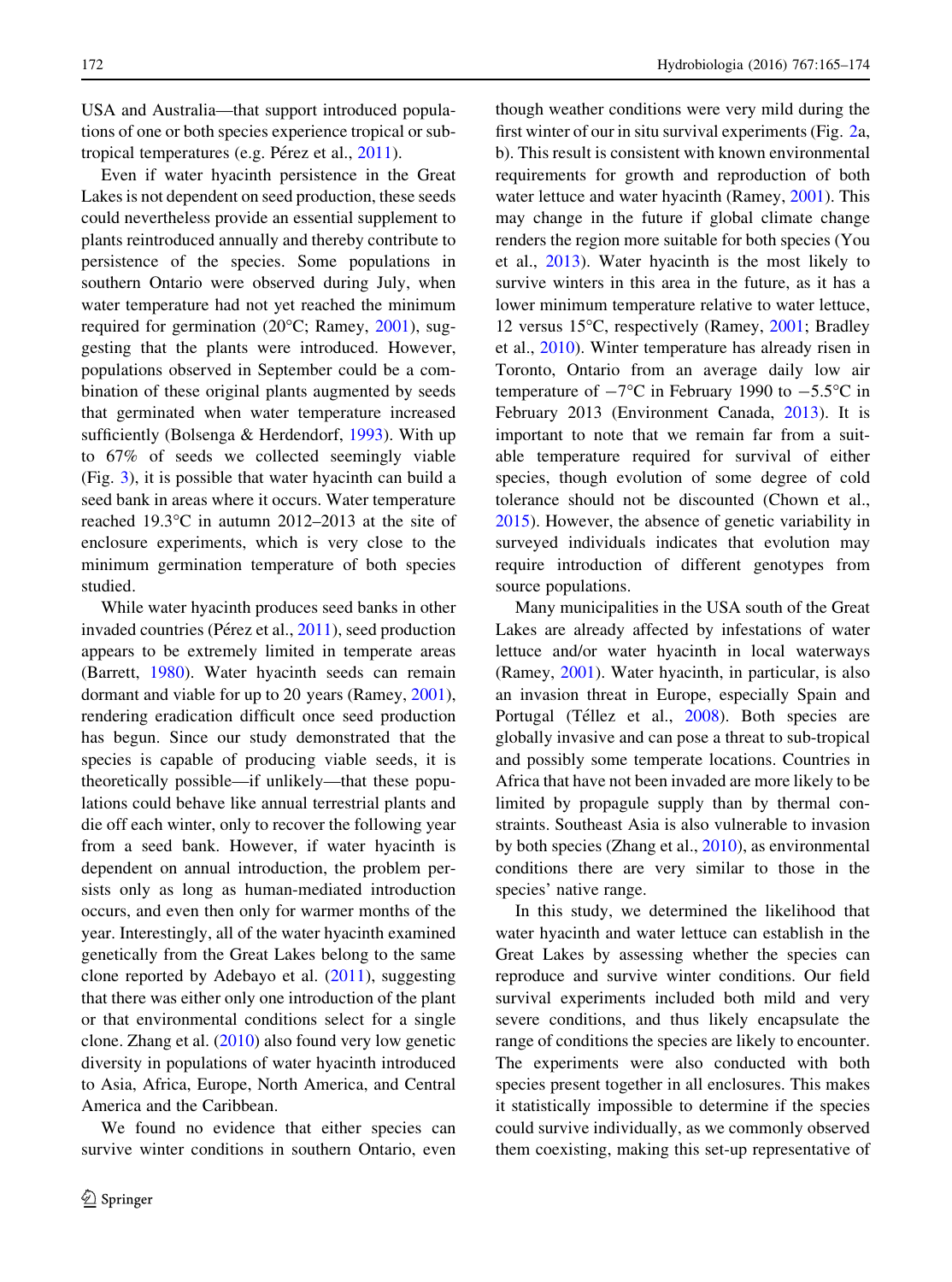USA and Australia—that support introduced populations of one or both species experience tropical or subtropical temperatures (e.g. Pérez et al., 2011).

Even if water hyacinth persistence in the Great Lakes is not dependent on seed production, these seeds could nevertheless provide an essential supplement to plants reintroduced annually and thereby contribute to persistence of the species. Some populations in southern Ontario were observed during July, when water temperature had not yet reached the minimum required for germination (20°C; Ramey, 2001), suggesting that the plants were introduced. However, populations observed in September could be a combination of these original plants augmented by seeds that germinated when water temperature increased sufficiently (Bolsenga & Herdendorf, 1993). With up to 67% of seeds we collected seemingly viable (Fig. 3), it is possible that water hyacinth can build a seed bank in areas where it occurs. Water temperature reached 19.3°C in autumn 2012–2013 at the site of enclosure experiments, which is very close to the minimum germination temperature of both species studied.

While water hyacinth produces seed banks in other invaded countries (Pérez et al., 2011), seed production appears to be extremely limited in temperate areas (Barrett, 1980). Water hyacinth seeds can remain dormant and viable for up to 20 years (Ramey, 2001), rendering eradication difficult once seed production has begun. Since our study demonstrated that the species is capable of producing viable seeds, it is theoretically possible—if unlikely—that these populations could behave like annual terrestrial plants and die off each winter, only to recover the following year from a seed bank. However, if water hyacinth is dependent on annual introduction, the problem persists only as long as human-mediated introduction occurs, and even then only for warmer months of the year. Interestingly, all of the water hyacinth examined genetically from the Great Lakes belong to the same clone reported by Adebayo et al. (2011), suggesting that there was either only one introduction of the plant or that environmental conditions select for a single clone. Zhang et al. (2010) also found very low genetic diversity in populations of water hyacinth introduced to Asia, Africa, Europe, North America, and Central America and the Caribbean.

We found no evidence that either species can survive winter conditions in southern Ontario, even though weather conditions were very mild during the first winter of our in situ survival experiments (Fig. 2a, b). This result is consistent with known environmental requirements for growth and reproduction of both water lettuce and water hyacinth (Ramey, 2001). This may change in the future if global climate change renders the region more suitable for both species (You et al., 2013). Water hyacinth is the most likely to survive winters in this area in the future, as it has a lower minimum temperature relative to water lettuce, 12 versus 15°C, respectively (Ramey, 2001; Bradley et al., 2010). Winter temperature has already risen in Toronto, Ontario from an average daily low air temperature of −7°C in February 1990 to −5.5°C in February 2013 (Environment Canada, 2013). It is important to note that we remain far from a suitable temperature required for survival of either species, though evolution of some degree of cold tolerance should not be discounted (Chown et al., 2015). However, the absence of genetic variability in surveyed individuals indicates that evolution may require introduction of different genotypes from source populations.

Many municipalities in the USA south of the Great Lakes are already affected by infestations of water lettuce and/or water hyacinth in local waterways (Ramey, 2001). Water hyacinth, in particular, is also an invasion threat in Europe, especially Spain and Portugal (Téllez et al., 2008). Both species are globally invasive and can pose a threat to sub-tropical and possibly some temperate locations. Countries in Africa that have not been invaded are more likely to be limited by propagule supply than by thermal constraints. Southeast Asia is also vulnerable to invasion by both species (Zhang et al., 2010), as environmental conditions there are very similar to those in the species' native range.

In this study, we determined the likelihood that water hyacinth and water lettuce can establish in the Great Lakes by assessing whether the species can reproduce and survive winter conditions. Our field survival experiments included both mild and very severe conditions, and thus likely encapsulate the range of conditions the species are likely to encounter. The experiments were also conducted with both species present together in all enclosures. This makes it statistically impossible to determine if the species could survive individually, as we commonly observed them coexisting, making this set-up representative of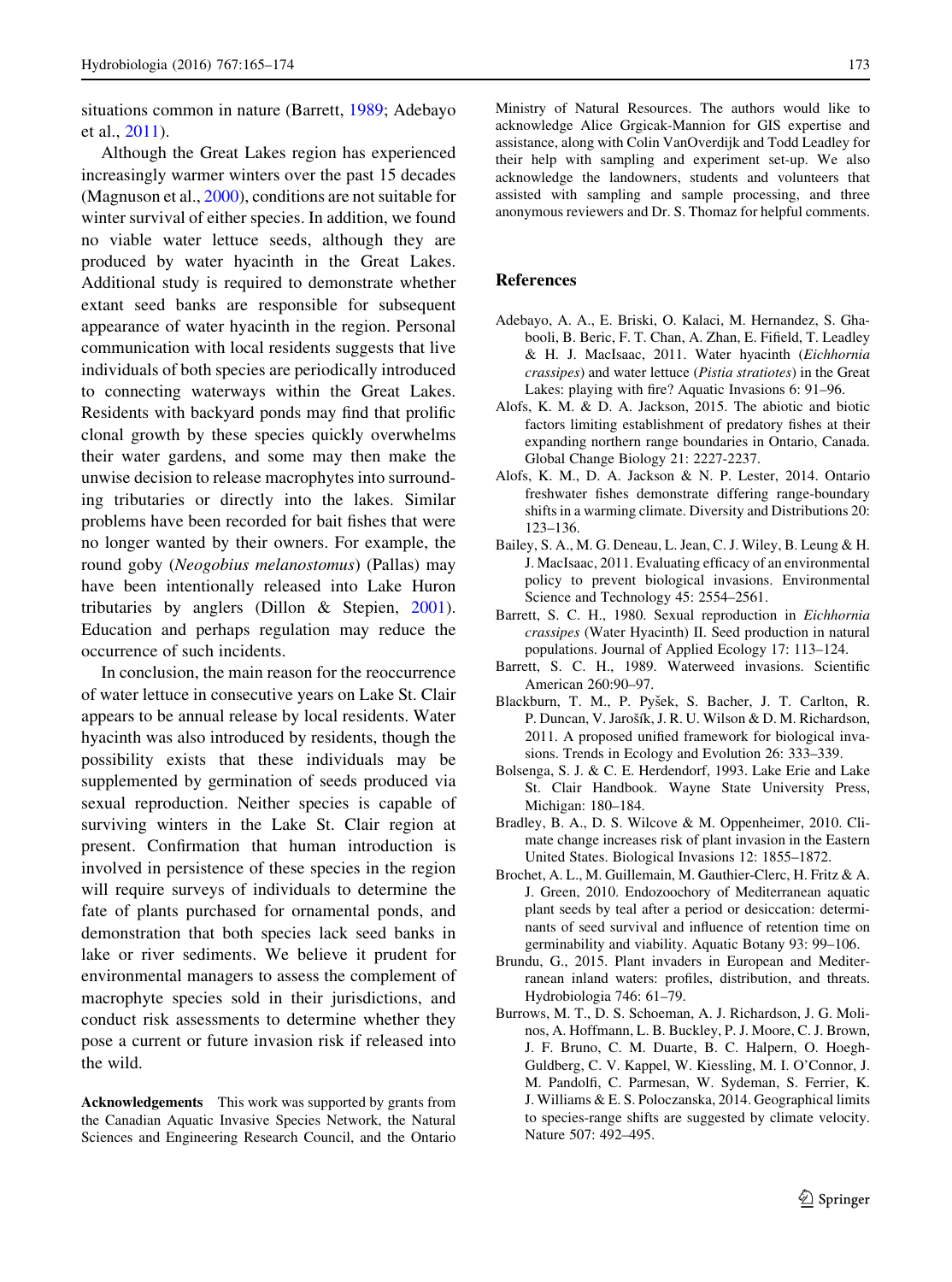situations common in nature (Barrett, 1989; Adebayo et al., 2011).

Although the Great Lakes region has experienced increasingly warmer winters over the past 15 decades (Magnuson et al., 2000), conditions are not suitable for winter survival of either species. In addition, we found no viable water lettuce seeds, although they are produced by water hyacinth in the Great Lakes. Additional study is required to demonstrate whether extant seed banks are responsible for subsequent appearance of water hyacinth in the region. Personal communication with local residents suggests that live individuals of both species are periodically introduced to connecting waterways within the Great Lakes. Residents with backyard ponds may find that prolific clonal growth by these species quickly overwhelms their water gardens, and some may then make the unwise decision to release macrophytes into surrounding tributaries or directly into the lakes. Similar problems have been recorded for bait fishes that were no longer wanted by their owners. For example, the round goby (*Neogobius melanostomus*) (Pallas) may have been intentionally released into Lake Huron tributaries by anglers (Dillon & Stepien, 2001). Education and perhaps regulation may reduce the occurrence of such incidents.

In conclusion, the main reason for the reoccurrence of water lettuce in consecutive years on Lake St. Clair appears to be annual release by local residents. Water hyacinth was also introduced by residents, though the possibility exists that these individuals may be supplemented by germination of seeds produced via sexual reproduction. Neither species is capable of surviving winters in the Lake St. Clair region at present. Confirmation that human introduction is involved in persistence of these species in the region will require surveys of individuals to determine the fate of plants purchased for ornamental ponds, and demonstration that both species lack seed banks in lake or river sediments. We believe it prudent for environmental managers to assess the complement of macrophyte species sold in their jurisdictions, and conduct risk assessments to determine whether they pose a current or future invasion risk if released into the wild.

**Acknowledgements** This work was supported by grants from the Canadian Aquatic Invasive Species Network, the Natural Sciences and Engineering Research Council, and the Ontario Ministry of Natural Resources. The authors would like to acknowledge Alice Grgicak-Mannion for GIS expertise and assistance, along with Colin VanOverdijk and Todd Leadley for their help with sampling and experiment set-up. We also acknowledge the landowners, students and volunteers that assisted with sampling and sample processing, and three anonymous reviewers and Dr. S. Thomaz for helpful comments.

## References

Adebayo, A. A., E. Briski, O. Kalaci, M. Hernandez, S. Ghabooli, B. Beric, F. T. Chan, A. Zhan, E. Fifield, T. Leadley & H. J. MacIsaac, 2011. Water hyacinth (*Eichhornia crassipes*) and water lettuce (*Pistia stratiotes*) in the Great Lakes: playing with fire? Aquatic Invasions 6: 91–96.

Alofs, K. M. & D. A. Jackson, 2015. The abiotic and biotic factors limiting establishment of predatory fishes at their expanding northern range boundaries in Ontario, Canada. Global Change Biology 21: 2227-2237.

Alofs, K. M., D. A. Jackson & N. P. Lester, 2014. Ontario freshwater fishes demonstrate differing range-boundary shifts in a warming climate. Diversity and Distributions 20: 123–136.

Bailey, S. A., M. G. Deneau, L. Jean, C. J. Wiley, B. Leung & H. J. MacIsaac, 2011. Evaluating efficacy of an environmental policy to prevent biological invasions. Environmental Science and Technology 45: 2554–2561.

Barrett, S. C. H., 1980. Sexual reproduction in *Eichhornia crassipes* (Water Hyacinth) II. Seed production in natural populations. Journal of Applied Ecology 17: 113–124.

Barrett, S. C. H., 1989. Waterweed invasions. Scientific American 260:90–97.

Blackburn, T. M., P. Pyšek, S. Bacher, J. T. Carlton, R. P. Duncan, V. Jarošík, J. R. U. Wilson & D. M. Richardson, 2011. A proposed unified framework for biological invasions. Trends in Ecology and Evolution 26: 333–339.

Bolsenga, S. J. & C. E. Herdendorf, 1993. Lake Erie and Lake St. Clair Handbook. Wayne State University Press, Michigan: 180–184.

Bradley, B. A., D. S. Wilcove & M. Oppenheimer, 2010. Climate change increases risk of plant invasion in the Eastern United States. Biological Invasions 12: 1855–1872.

Brochet, A. L., M. Guillemain, M. Gauthier-Clerc, H. Fritz & A. J. Green, 2010. Endozoochory of Mediterranean aquatic plant seeds by teal after a period or desiccation: determinants of seed survival and influence of retention time on germinability and viability. Aquatic Botany 93: 99–106.

Brundu, G., 2015. Plant invaders in European and Mediterranean inland waters: profiles, distribution, and threats. Hydrobiologia 746: 61–79.

Burrows, M. T., D. S. Schoeman, A. J. Richardson, J. G. Molinos, A. Hoffmann, L. B. Buckley, P. J. Moore, C. J. Brown, J. F. Bruno, C. M. Duarte, B. C. Halpern, O. Hoegh-Guldberg, C. V. Kappel, W. Kiessling, M. I. O'Connor, J. M. Pandolfi, C. Parmesan, W. Sydeman, S. Ferrier, K. J. Williams & E. S. Poloczanska, 2014. Geographical limits to species-range shifts are suggested by climate velocity. Nature 507: 492–495.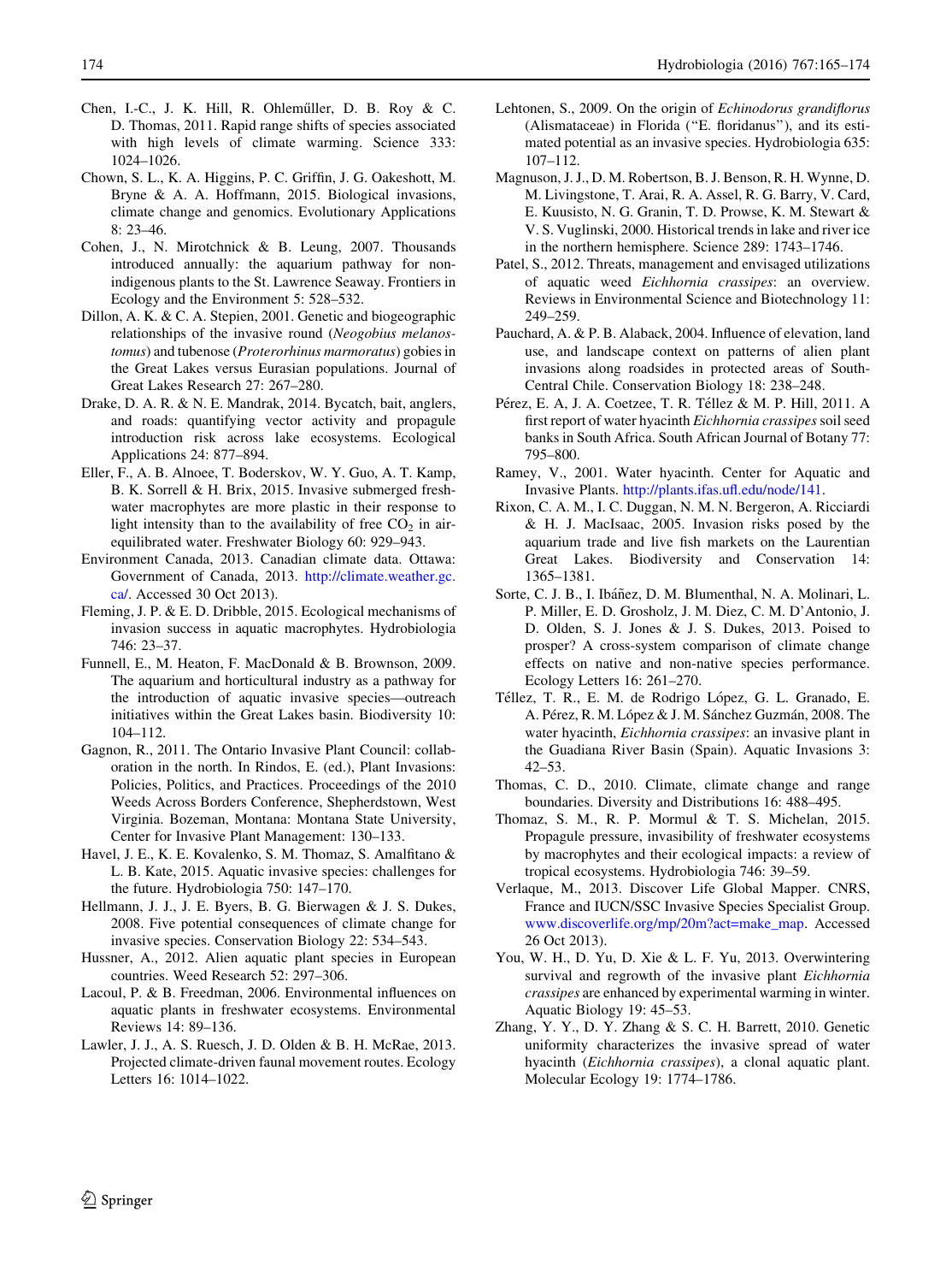Chen, I.-C., J. K. Hill, R. Ohlemüller, D. B. Roy & C. D. Thomas, 2011. Rapid range shifts of species associated with high levels of climate warming. Science 333: 1024–1026.

Chown, S. L., K. A. Higgins, P. C. Griffin, J. G. Oakeshott, M. Bryne & A. A. Hoffmann, 2015. Biological invasions, climate change and genomics. Evolutionary Applications 8: 23–46.

Cohen, J., N. Mirotchnick & B. Leung, 2007. Thousands introduced annually: the aquarium pathway for non-indigenous plants to the St. Lawrence Seaway. Frontiers in Ecology and the Environment 5: 528–532.

Dillon, A. K. & C. A. Stepien, 2001. Genetic and biogeographic relationships of the invasive round (*Neogobius melanostomus*) and tubenose (*Proterorhinus marmoratus*) gobies in the Great Lakes versus Eurasian populations. Journal of Great Lakes Research 27: 267–280.

Drake, D. A. R. & N. E. Mandrak, 2014. Bycatch, bait, anglers, and roads: quantifying vector activity and propagule introduction risk across lake ecosystems. Ecological Applications 24: 877–894.

Eller, F., A. B. Alnoee, T. Boderskov, W. Y. Guo, A. T. Kamp, B. K. Sorrell & H. Brix, 2015. Invasive submerged freshwater macrophytes are more plastic in their response to light intensity than to the availability of free $CO_2$ in air-equilibrated water. Freshwater Biology 60: 929–943.

Environment Canada, 2013. Canadian climate data. Ottawa: Government of Canada, 2013. http://climate.weather.gc.ca/. Accessed 30 Oct 2013).

Fleming, J. P. & E. D. Dribble, 2015. Ecological mechanisms of invasion success in aquatic macrophytes. Hydrobiologia 746: 23–37.

Funnell, E., M. Heaton, F. MacDonald & B. Brownson, 2009. The aquarium and horticultural industry as a pathway for the introduction of aquatic invasive species—outreach initiatives within the Great Lakes basin. Biodiversity 10: 104–112.

Gagnon, R., 2011. The Ontario Invasive Plant Council: collaboration in the north. In Rindos, E. (ed.), Plant Invasions: Policies, Politics, and Practices. Proceedings of the 2010 Weeds Across Borders Conference, Shepherdstown, West Virginia. Bozeman, Montana: Montana State University, Center for Invasive Plant Management: 130–133.

Havel, J. E., K. E. Kovalenko, S. M. Thomaz, S. Amalfitano & L. B. Kate, 2015. Aquatic invasive species: challenges for the future. Hydrobiologia 750: 147–170.

Hellmann, J. J., J. E. Byers, B. G. Bierwagen & J. S. Dukes, 2008. Five potential consequences of climate change for invasive species. Conservation Biology 22: 534–543.

Hussner, A., 2012. Alien aquatic plant species in European countries. Weed Research 52: 297–306.

Lacoul, P. & B. Freedman, 2006. Environmental influences on aquatic plants in freshwater ecosystems. Environmental Reviews 14: 89–136.

Lawler, J. J., A. S. Ruesch, J. D. Olden & B. H. McRae, 2013. Projected climate-driven faunal movement routes. Ecology Letters 16: 1014–1022.

Lehtonen, S., 2009. On the origin of *Echinodorus grandiflorus* (Alismataceae) in Florida ("E. floridanus"), and its estimated potential as an invasive species. Hydrobiologia 635: 107–112.

Magnuson, J. J., D. M. Robertson, B. J. Benson, R. H. Wynne, D. M. Livingstone, T. Arai, R. A. Assel, R. G. Barry, V. Card, E. Kuusisto, N. G. Granin, T. D. Prowse, K. M. Stewart & V. S. Vuglinski, 2000. Historical trends in lake and river ice in the northern hemisphere. Science 289: 1743–1746.

Patel, S., 2012. Threats, management and envisaged utilizations of aquatic weed *Eichhornia crassipes*: an overview. Reviews in Environmental Science and Biotechnology 11: 249–259.

Pauchard, A. & P. B. Alaback, 2004. Influence of elevation, land use, and landscape context on patterns of alien plant invasions along roadsides in protected areas of South-Central Chile. Conservation Biology 18: 238–248.

Pérez, E. A, J. A. Coetzee, T. R. Téllez & M. P. Hill, 2011. A first report of water hyacinth *Eichhornia crassipes* soil seed banks in South Africa. South African Journal of Botany 77: 795–800.

Ramey, V., 2001. Water hyacinth. Center for Aquatic and Invasive Plants. http://plants.ifas.ufl.edu/node/141.

Rixon, C. A. M., I. C. Duggan, N. M. N. Bergeron, A. Ricciardi & H. J. MacIsaac, 2005. Invasion risks posed by the aquarium trade and live fish markets on the Laurentian Great Lakes. Biodiversity and Conservation 14: 1365–1381.

Sorte, C. J. B., I. Ibáñez, D. M. Blumenthal, N. A. Molinari, L. P. Miller, E. D. Grosholz, J. M. Diez, C. M. D'Antonio, J. D. Olden, S. J. Jones & J. S. Dukes, 2013. Poised to prosper? A cross-system comparison of climate change effects on native and non-native species performance. Ecology Letters 16: 261–270.

Téllez, T. R., E. M. de Rodrigo López, G. L. Granado, E. A. Pérez, R. M. López & J. M. Sánchez Guzmán, 2008. The water hyacinth, *Eichhornia crassipes*: an invasive plant in the Guadiana River Basin (Spain). Aquatic Invasions 3: 42–53.

Thomas, C. D., 2010. Climate, climate change and range boundaries. Diversity and Distributions 16: 488–495.

Thomaz, S. M., R. P. Mormul & T. S. Michelan, 2015. Propagule pressure, invasibility of freshwater ecosystems by macrophytes and their ecological impacts: a review of tropical ecosystems. Hydrobiologia 746: 39–59.

Verlaque, M., 2013. Discover Life Global Mapper. CNRS, France and IUCN/SSC Invasive Species Specialist Group. www.discoverlife.org/mp/20m?act=make_map. Accessed 26 Oct 2013).

You, W. H., D. Yu, D. Xie & L. F. Yu, 2013. Overwintering survival and regrowth of the invasive plant *Eichhornia crassipes* are enhanced by experimental warming in winter. Aquatic Biology 19: 45–53.

Zhang, Y. Y., D. Y. Zhang & S. C. H. Barrett, 2010. Genetic uniformity characterizes the invasive spread of water hyacinth (*Eichhornia crassipes*), a clonal aquatic plant. Molecular Ecology 19: 1774–1786.